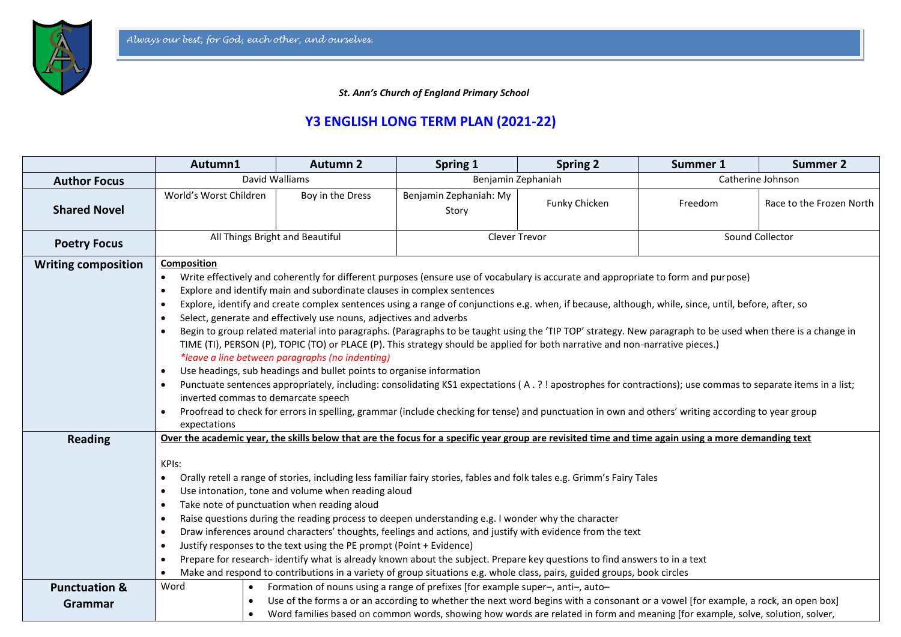*Always our best, for God, each other, and ourselves.*

***St. Ann's Church of England Primary School***

# Y3 ENGLISH LONG TERM PLAN (2021-22)

| | Autumn1 | Autumn 2 | Spring 1 | Spring 2 | Summer 1 | Summer 2 |
|---|---|---|---|---|---|---|
| **Author Focus** | David Walliams | | Benjamin Zephaniah | | Catherine Johnson | |
| **Shared Novel** | World's Worst Children | Boy in the Dress | Benjamin Zephaniah: My Story | Funky Chicken | Freedom | Race to the Frozen North |
| **Poetry Focus** | All Things Bright and Beautiful | | Clever Trevor | | Sound Collector | |
| **Writing composition** | **Composition**<br>• Write effectively and coherently for different purposes (ensure use of vocabulary is accurate and appropriate to form and purpose)<br>• Explore and identify main and subordinate clauses in complex sentences<br>• Explore, identify and create complex sentences using a range of conjunctions e.g. when, if because, although, while, since, until, before, after, so<br>• Select, generate and effectively use nouns, adjectives and adverbs<br>• Begin to group related material into paragraphs. (Paragraphs to be taught using the 'TIP TOP' strategy. New paragraph to be used when there is a change in TIME (TI), PERSON (P), TOPIC (TO) or PLACE (P). This strategy should be applied for both narrative and non-narrative pieces.) *\*leave a line between paragraphs (no indenting)*<br>• Use headings, sub headings and bullet points to organise information<br>• Punctuate sentences appropriately, including: consolidating KS1 expectations ( A . ? ! apostrophes for contractions); use commas to separate items in a list; inverted commas to demarcate speech<br>• Proofread to check for errors in spelling, grammar (include checking for tense) and punctuation in own and others' writing according to year group expectations | | | | | |
| **Reading** | **Over the academic year, the skills below that are the focus for a specific year group are revisited time and time again using a more demanding text**<br><br>KPIs:<br>• Orally retell a range of stories, including less familiar fairy stories, fables and folk tales e.g. Grimm's Fairy Tales<br>• Use intonation, tone and volume when reading aloud<br>• Take note of punctuation when reading aloud<br>• Raise questions during the reading process to deepen understanding e.g. I wonder why the character<br>• Draw inferences around characters' thoughts, feelings and actions, and justify with evidence from the text<br>• Justify responses to the text using the PE prompt (Point + Evidence)<br>• Prepare for research- identify what is already known about the subject. Prepare key questions to find answers to in a text<br>• Make and respond to contributions in a variety of group situations e.g. whole class, pairs, guided groups, book circles | | | | | |
| **Punctuation & Grammar** | Word | • Formation of nouns using a range of prefixes [for example super–, anti–, auto–<br>• Use of the forms a or an according to whether the next word begins with a consonant or a vowel [for example, a rock, an open box]<br>• Word families based on common words, showing how words are related in form and meaning [for example, solve, solution, solver, | | | | |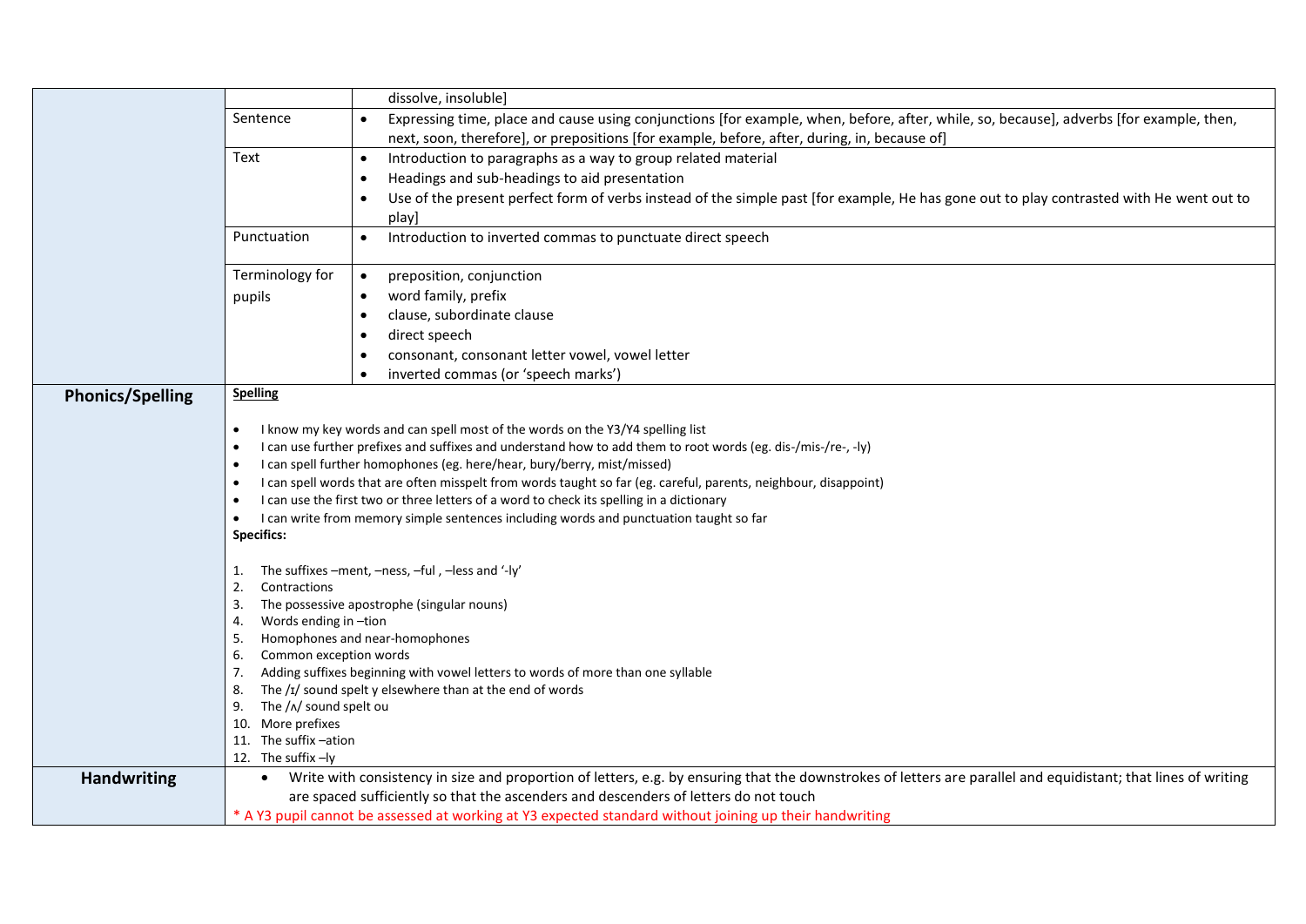| | | |
|---|---|---|
| | | dissolve, insoluble] |
| | Sentence | • Expressing time, place and cause using conjunctions [for example, when, before, after, while, so, because], adverbs [for example, then, next, soon, therefore], or prepositions [for example, before, after, during, in, because of] |
| | Text | • Introduction to paragraphs as a way to group related material<br>• Headings and sub-headings to aid presentation<br>• Use of the present perfect form of verbs instead of the simple past [for example, He has gone out to play contrasted with He went out to play] |
| | Punctuation | • Introduction to inverted commas to punctuate direct speech |
| | Terminology for pupils | • preposition, conjunction<br>• word family, prefix<br>• clause, subordinate clause<br>• direct speech<br>• consonant, consonant letter vowel, vowel letter<br>• inverted commas (or 'speech marks') |
| **Phonics/Spelling** | **Spelling**<br><br>• I know my key words and can spell most of the words on the Y3/Y4 spelling list<br>• I can use further prefixes and suffixes and understand how to add them to root words (eg. dis-/mis-/re-, -ly)<br>• I can spell further homophones (eg. here/hear, bury/berry, mist/missed)<br>• I can spell words that are often misspelt from words taught so far (eg. careful, parents, neighbour, disappoint)<br>• I can use the first two or three letters of a word to check its spelling in a dictionary<br>• I can write from memory simple sentences including words and punctuation taught so far<br>**Specifics:**<br><br>1. The suffixes –ment, –ness, –ful , –less and '-ly'<br>2. Contractions<br>3. The possessive apostrophe (singular nouns)<br>4. Words ending in –tion<br>5. Homophones and near-homophones<br>6. Common exception words<br>7. Adding suffixes beginning with vowel letters to words of more than one syllable<br>8. The /ɪ/ sound spelt y elsewhere than at the end of words<br>9. The /ʌ/ sound spelt ou<br>10. More prefixes<br>11. The suffix –ation<br>12. The suffix –ly | |
| **Handwriting** | • Write with consistency in size and proportion of letters, e.g. by ensuring that the downstrokes of letters are parallel and equidistant; that lines of writing are spaced sufficiently so that the ascenders and descenders of letters do not touch<br>* A Y3 pupil cannot be assessed at working at Y3 expected standard without joining up their handwriting | |